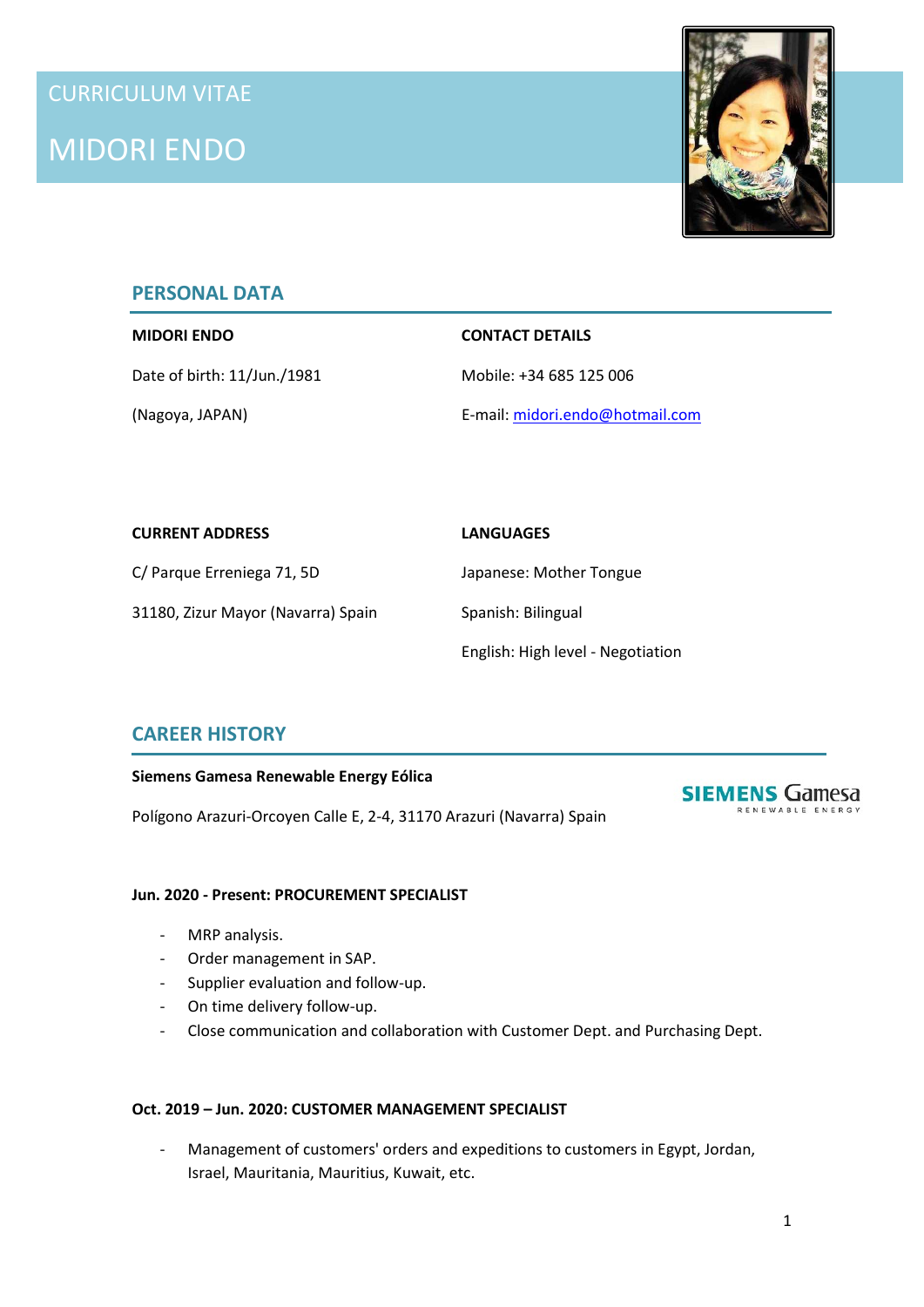CURRICULUM VITAE

# MIDORI ENDO

## PERSONAL DATA

**MIDORI ENDO**

Date of birth: 11/Jun./1981

(Nagoya, JAPAN)

**CONTACT DETAILS**

Mobile: +34 685 125 006

E-mail: midori.endo@hotmail.com

**CURRENT ADDRESS**

C/ Parque Erreniega 71, 5D

31180, Zizur Mayor (Navarra) Spain

**LANGUAGES**

Japanese: Mother Tongue

Spanish: Bilingual

English: High level - Negotiation

## CAREER HISTORY

**Siemens Gamesa Renewable Energy Eólica**

Polígono Arazuri-Orcoyen Calle E, 2-4, 31170 Arazuri (Navarra) Spain

**Jun. 2020 - Present: PROCUREMENT SPECIALIST**

- MRP analysis.
- Order management in SAP.
- Supplier evaluation and follow-up.
- On time delivery follow-up.
- Close communication and collaboration with Customer Dept. and Purchasing Dept.

**Oct. 2019 – Jun. 2020: CUSTOMER MANAGEMENT SPECIALIST**

- Management of customers' orders and expeditions to customers in Egypt, Jordan, Israel, Mauritania, Mauritius, Kuwait, etc.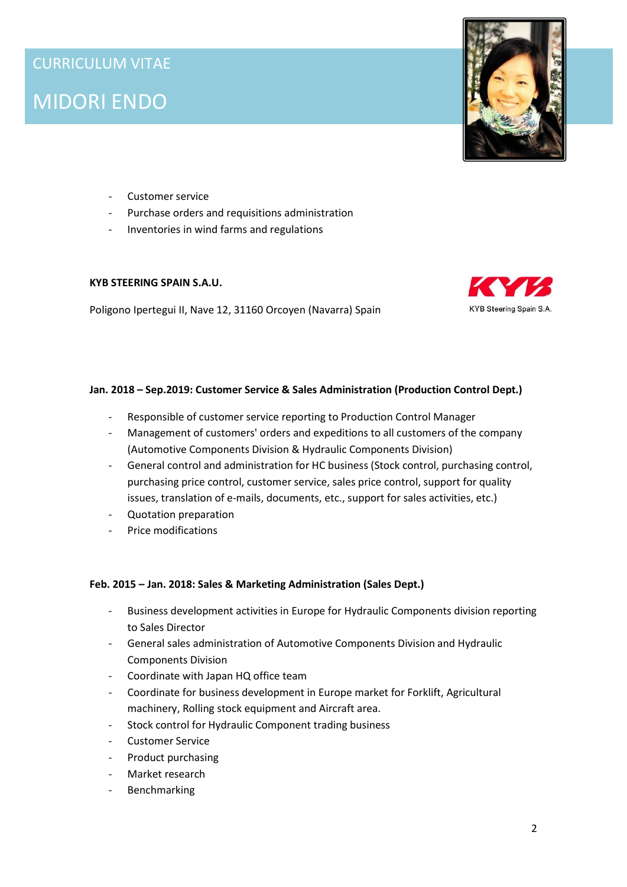# CURRICULUM VITAE

# MIDORI ENDO

- Customer service
- Purchase orders and requisitions administration
- Inventories in wind farms and regulations

**KYB STEERING SPAIN S.A.U.**

Poligono Ipertegui II, Nave 12, 31160 Orcoyen (Navarra) Spain

KYB Steering Spain S.A.

**Jan. 2018 – Sep.2019: Customer Service & Sales Administration (Production Control Dept.)**

- Responsible of customer service reporting to Production Control Manager
- Management of customers' orders and expeditions to all customers of the company (Automotive Components Division & Hydraulic Components Division)
- General control and administration for HC business (Stock control, purchasing control, purchasing price control, customer service, sales price control, support for quality issues, translation of e-mails, documents, etc., support for sales activities, etc.)
- Quotation preparation
- Price modifications

**Feb. 2015 – Jan. 2018: Sales & Marketing Administration (Sales Dept.)**

- Business development activities in Europe for Hydraulic Components division reporting to Sales Director
- General sales administration of Automotive Components Division and Hydraulic Components Division
- Coordinate with Japan HQ office team
- Coordinate for business development in Europe market for Forklift, Agricultural machinery, Rolling stock equipment and Aircraft area.
- Stock control for Hydraulic Component trading business
- Customer Service
- Product purchasing
- Market research
- Benchmarking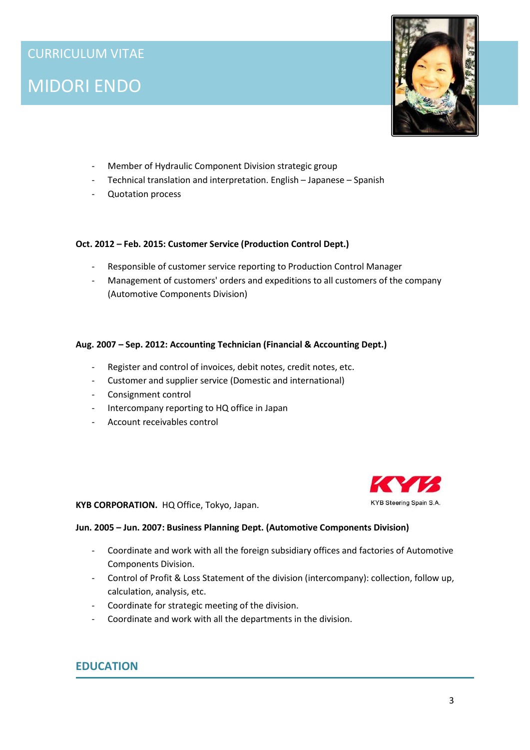# CURRICULUM VITAE

# MIDORI ENDO

- Member of Hydraulic Component Division strategic group
- Technical translation and interpretation. English – Japanese – Spanish
- Quotation process

**Oct. 2012 – Feb. 2015: Customer Service (Production Control Dept.)**

- Responsible of customer service reporting to Production Control Manager
- Management of customers' orders and expeditions to all customers of the company (Automotive Components Division)

**Aug. 2007 – Sep. 2012: Accounting Technician (Financial & Accounting Dept.)**

- Register and control of invoices, debit notes, credit notes, etc.
- Customer and supplier service (Domestic and international)
- Consignment control
- Intercompany reporting to HQ office in Japan
- Account receivables control

KYB Steering Spain S.A.

**KYB CORPORATION.** HQ Office, Tokyo, Japan.

**Jun. 2005 – Jun. 2007: Business Planning Dept. (Automotive Components Division)**

- Coordinate and work with all the foreign subsidiary offices and factories of Automotive Components Division.
- Control of Profit & Loss Statement of the division (intercompany): collection, follow up, calculation, analysis, etc.
- Coordinate for strategic meeting of the division.
- Coordinate and work with all the departments in the division.

## EDUCATION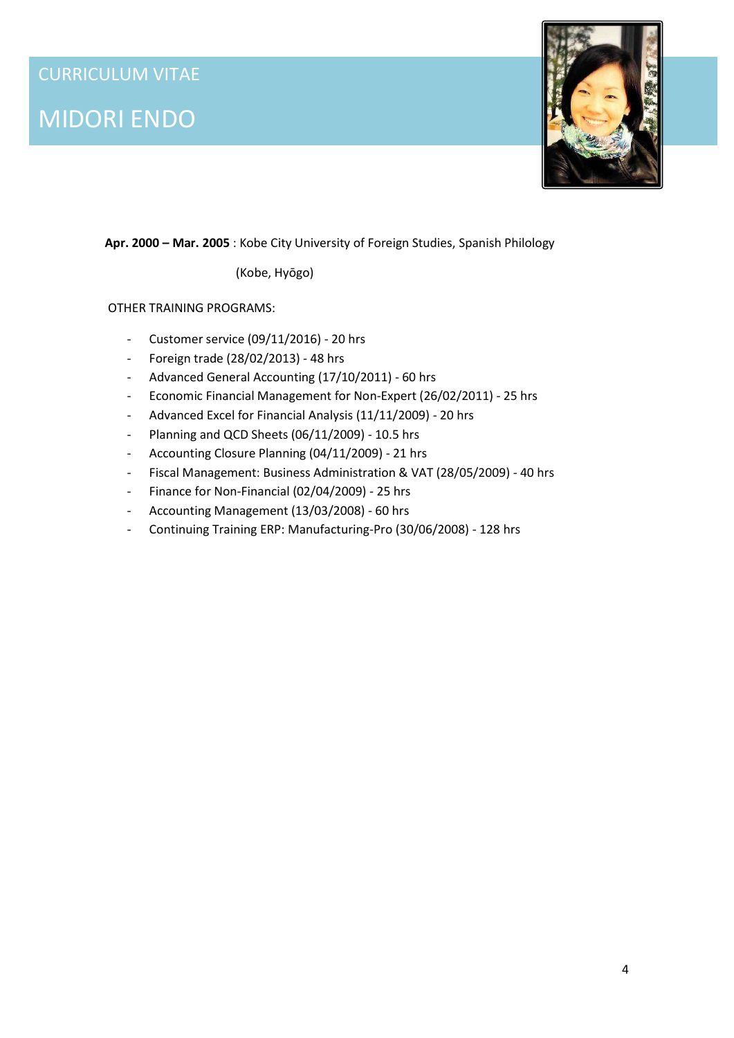CURRICULUM VITAE

# MIDORI ENDO

**Apr. 2000 – Mar. 2005** : Kobe City University of Foreign Studies, Spanish Philology

(Kobe, Hyōgo)

OTHER TRAINING PROGRAMS:

- Customer service (09/11/2016) - 20 hrs
- Foreign trade (28/02/2013) - 48 hrs
- Advanced General Accounting (17/10/2011) - 60 hrs
- Economic Financial Management for Non-Expert (26/02/2011) - 25 hrs
- Advanced Excel for Financial Analysis (11/11/2009) - 20 hrs
- Planning and QCD Sheets (06/11/2009) - 10.5 hrs
- Accounting Closure Planning (04/11/2009) - 21 hrs
- Fiscal Management: Business Administration & VAT (28/05/2009) - 40 hrs
- Finance for Non-Financial (02/04/2009) - 25 hrs
- Accounting Management (13/03/2008) - 60 hrs
- Continuing Training ERP: Manufacturing-Pro (30/06/2008) - 128 hrs